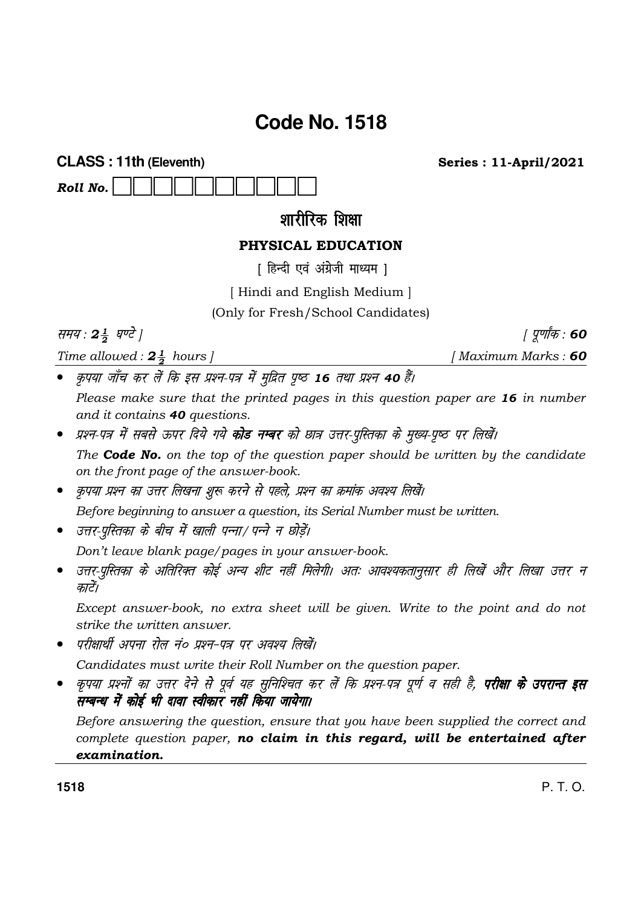# Code No. 1518

**CLASS : 11th (Eleventh)** **Series : 11-April/2021**

***Roll No.*** ☐☐☐☐☐☐☐☐☐☐

## शारीरिक शिक्षा

### PHYSICAL EDUCATION

[ हिन्दी एवं अंग्रेजी माध्यम ]

[ Hindi and English Medium ]

(Only for Fresh/School Candidates)

*समय : $2\frac{1}{2}$ घण्टे ]* *[ पूर्णांक : **60***

*Time allowed : $2\frac{1}{2}$ hours ]* *[ Maximum Marks : **60***

- *कृपया जाँच कर लें कि इस प्रश्न-पत्र में मुद्रित पृष्ठ **16** तथा प्रश्न **40** हैं।*

  *Please make sure that the printed pages in this question paper are **16** in number and it contains **40** questions.*

- *प्रश्न-पत्र में सबसे ऊपर दिये गये **कोड नम्बर** को छात्र उत्तर-पुस्तिका के मुख्य-पृष्ठ पर लिखें।*

  *The **Code No.** on the top of the question paper should be written by the candidate on the front page of the answer-book.*

- *कृपया प्रश्न का उत्तर लिखना शुरू करने से पहले, प्रश्न का क्रमांक अवश्य लिखें।*

  *Before beginning to answer a question, its Serial Number must be written.*

- *उत्तर-पुस्तिका के बीच में खाली पन्ना/पन्ने न छोड़ें।*

  *Don't leave blank page/pages in your answer-book.*

- *उत्तर-पुस्तिका के अतिरिक्त कोई अन्य शीट नहीं मिलेगी। अतः आवश्यकतानुसार ही लिखें और लिखा उत्तर न काटें।*

  *Except answer-book, no extra sheet will be given. Write to the point and do not strike the written answer.*

- *परीक्षार्थी अपना रोल नं० प्रश्न-पत्र पर अवश्य लिखें।*

  *Candidates must write their Roll Number on the question paper.*

- *कृपया प्रश्नों का उत्तर देने से पूर्व यह सुनिश्चित कर लें कि प्रश्न-पत्र पूर्ण व सही है, **परीक्षा के उपरान्त इस सम्बन्ध में कोई भी दावा स्वीकार नहीं किया जायेगा।***

  *Before answering the question, ensure that you have been supplied the correct and complete question paper, **no claim in this regard, will be entertained after examination.***

1518 P. T. O.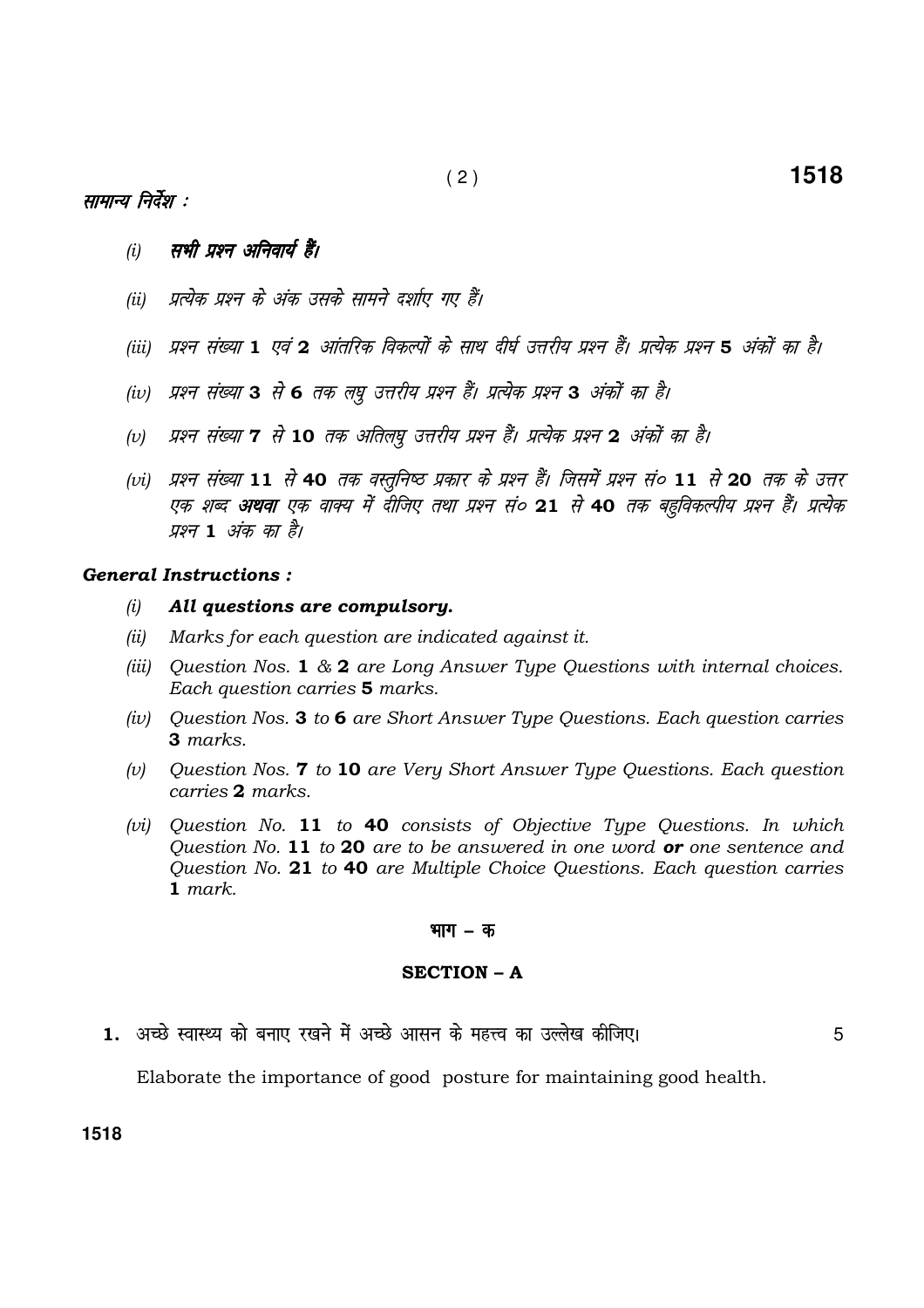## सामान्य निर्देश :

*(i)* ***सभी प्रश्न अनिवार्य हैं।***

*(ii)* *प्रत्येक प्रश्न के अंक उसके सामने दर्शाए गए हैं।*

*(iii)* *प्रश्न संख्या* **1** *एवं* **2** *आंतरिक विकल्पों के साथ दीर्घ उत्तरीय प्रश्न हैं। प्रत्येक प्रश्न* **5** *अंकों का है।*

*(iv)* *प्रश्न संख्या* **3** *से* **6** *तक लघु उत्तरीय प्रश्न हैं। प्रत्येक प्रश्न* **3** *अंकों का है।*

*(v)* *प्रश्न संख्या* **7** *से* **10** *तक अतिलघु उत्तरीय प्रश्न हैं। प्रत्येक प्रश्न* **2** *अंकों का है।*

*(vi)* *प्रश्न संख्या* **11** *से* **40** *तक वस्तुनिष्ठ प्रकार के प्रश्न हैं। जिसमें प्रश्न सं०* **11** *से* **20** *तक के उत्तर एक शब्द* ***अथवा*** *एक वाक्य में दीजिए तथा प्रश्न सं०* **21** *से* **40** *तक बहुविकल्पीय प्रश्न हैं। प्रत्येक प्रश्न* **1** *अंक का है।*

## General Instructions :

*(i)* ***All questions are compulsory.***

*(ii)* *Marks for each question are indicated against it.*

*(iii)* *Question Nos.* **1** *&* **2** *are Long Answer Type Questions with internal choices. Each question carries* **5** *marks.*

*(iv)* *Question Nos.* **3** *to* **6** *are Short Answer Type Questions. Each question carries* **3** *marks.*

*(v)* *Question Nos.* **7** *to* **10** *are Very Short Answer Type Questions. Each question carries* **2** *marks.*

*(vi)* *Question No.* **11** *to* **40** *consists of Objective Type Questions. In which Question No.* **11** *to* **20** *are to be answered in one word* ***or*** *one sentence and Question No.* **21** *to* **40** *are Multiple Choice Questions. Each question carries* **1** *mark.*

## भाग – क

## SECTION – A

**1.** अच्छे स्वास्थ्य को बनाए रखने में अच्छे आसन के महत्त्व का उल्लेख कीजिए। 5

Elaborate the importance of good posture for maintaining good health.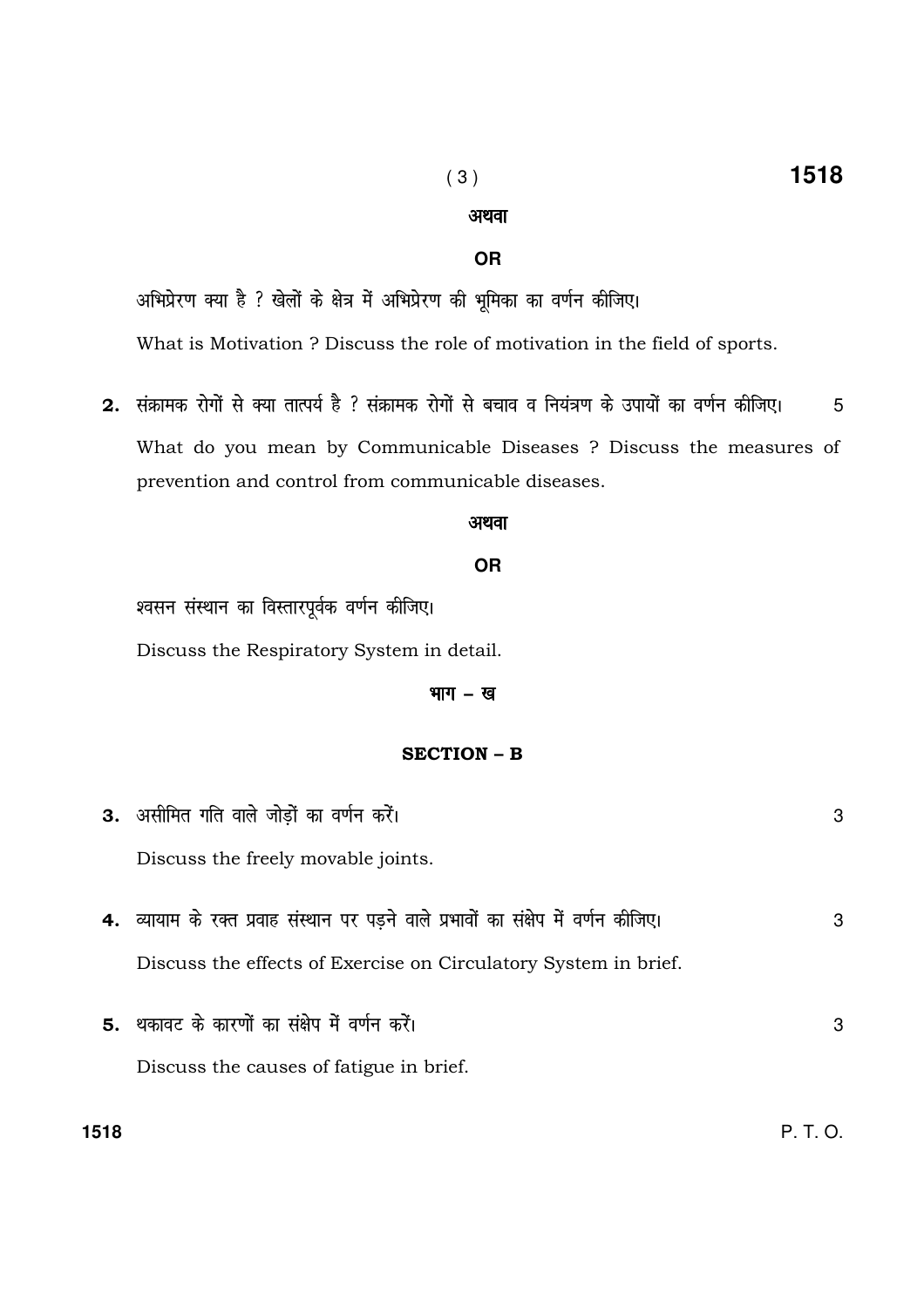अथवा

**OR**

अभिप्रेरण क्या है ? खेलों के क्षेत्र में अभिप्रेरण की भूमिका का वर्णन कीजिए।

What is Motivation ? Discuss the role of motivation in the field of sports.

**2.** संक्रामक रोगों से क्या तात्पर्य है ? संक्रामक रोगों से बचाव व नियंत्रण के उपायों का वर्णन कीजिए। 5

What do you mean by Communicable Diseases ? Discuss the measures of prevention and control from communicable diseases.

अथवा

**OR**

श्वसन संस्थान का विस्तारपूर्वक वर्णन कीजिए।

Discuss the Respiratory System in detail.

## भाग – ख

## SECTION – B

**3.** असीमित गति वाले जोड़ों का वर्णन करें। 3

Discuss the freely movable joints.

**4.** व्यायाम के रक्त प्रवाह संस्थान पर पड़ने वाले प्रभावों का संक्षेप में वर्णन कीजिए। 3

Discuss the effects of Exercise on Circulatory System in brief.

**5.** थकावट के कारणों का संक्षेप में वर्णन करें। 3

Discuss the causes of fatigue in brief.

P. T. O.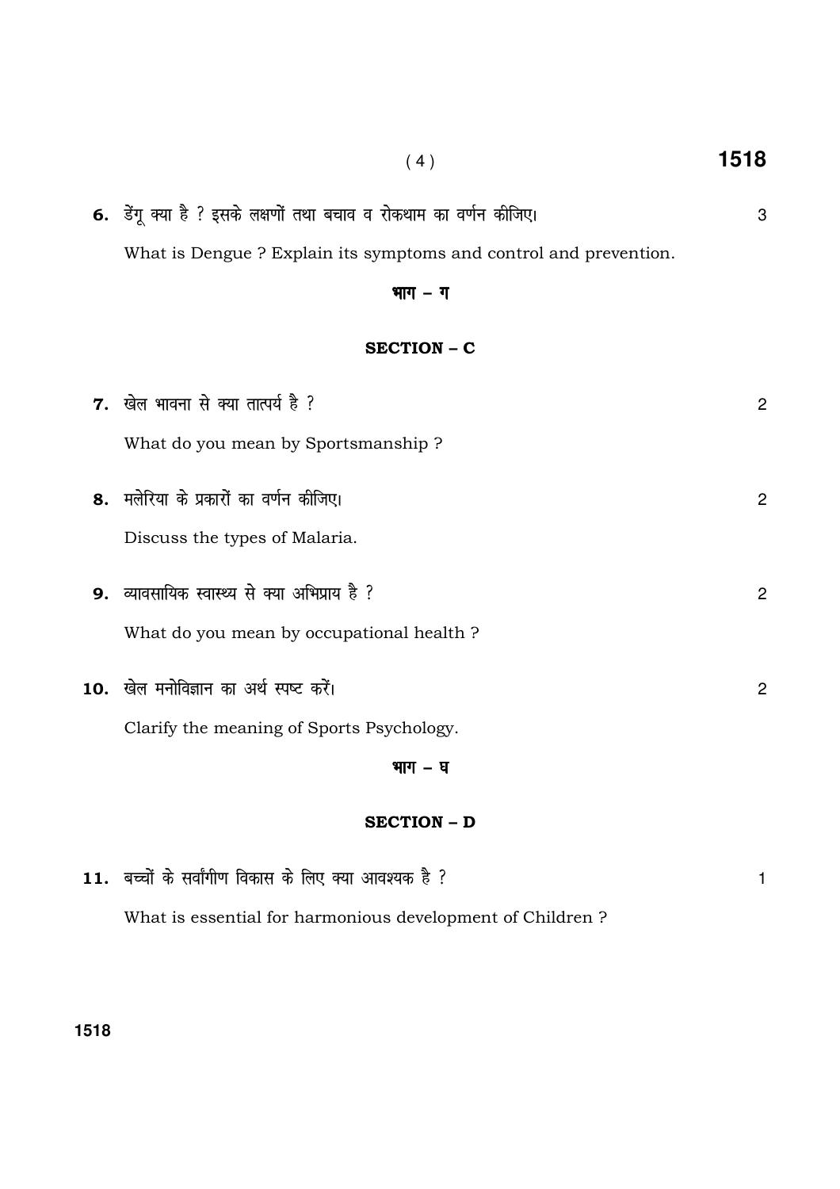**6.** डेंगू क्या है ? इसके लक्षणों तथा बचाव व रोकथाम का वर्णन कीजिए। 3

What is Dengue ? Explain its symptoms and control and prevention.

## भाग – ग

## SECTION – C

**7.** खेल भावना से क्या तात्पर्य है ? 2

What do you mean by Sportsmanship ?

**8.** मलेरिया के प्रकारों का वर्णन कीजिए। 2

Discuss the types of Malaria.

**9.** व्यावसायिक स्वास्थ्य से क्या अभिप्राय है ? 2

What do you mean by occupational health ?

**10.** खेल मनोविज्ञान का अर्थ स्पष्ट करें। 2

Clarify the meaning of Sports Psychology.

## भाग – घ

## SECTION – D

**11.** बच्चों के सर्वांगीण विकास के लिए क्या आवश्यक है ? 1

What is essential for harmonious development of Children ?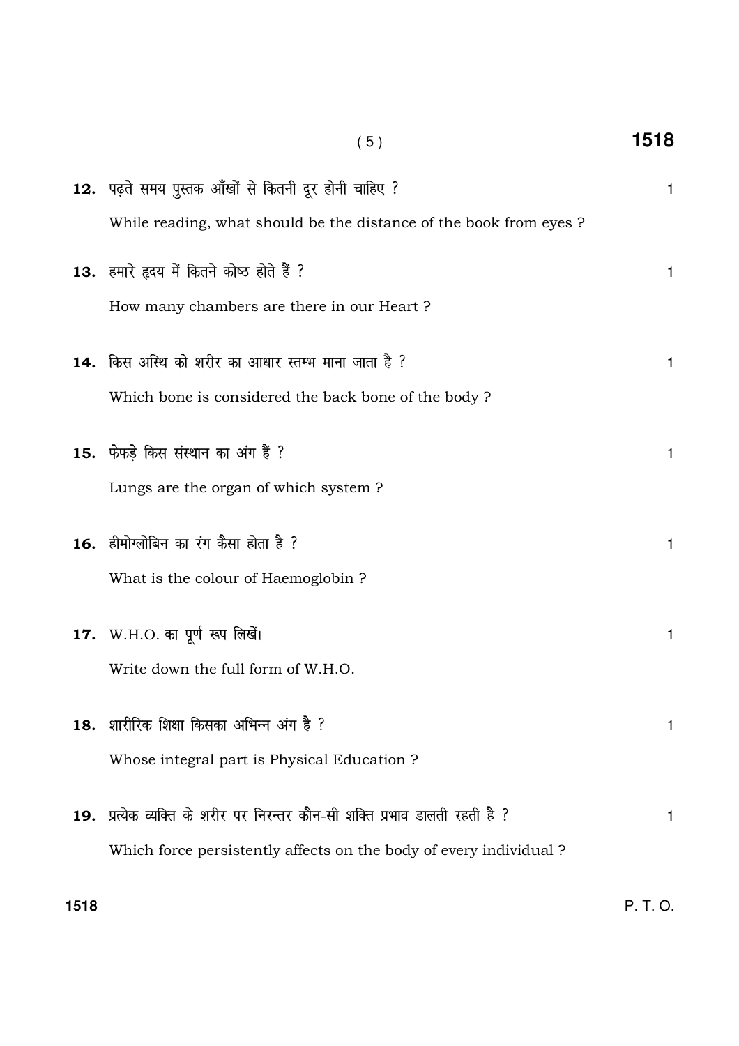**12.** पढ़ते समय पुस्तक आँखों से कितनी दूर होनी चाहिए ? 1

While reading, what should be the distance of the book from eyes ?

**13.** हमारे हृदय में कितने कोष्ठ होते हैं ? 1

How many chambers are there in our Heart ?

**14.** किस अस्थि को शरीर का आधार स्तम्भ माना जाता है ? 1

Which bone is considered the back bone of the body ?

**15.** फेफड़े किस संस्थान का अंग हैं ? 1

Lungs are the organ of which system ?

**16.** हीमोग्लोबिन का रंग कैसा होता है ? 1

What is the colour of Haemoglobin ?

**17.** W.H.O. का पूर्ण रूप लिखें। 1

Write down the full form of W.H.O.

**18.** शारीरिक शिक्षा किसका अभिन्न अंग है ? 1

Whose integral part is Physical Education ?

**19.** प्रत्येक व्यक्ति के शरीर पर निरन्तर कौन-सी शक्ति प्रभाव डालती रहती है ? 1

Which force persistently affects on the body of every individual ?

P. T. O.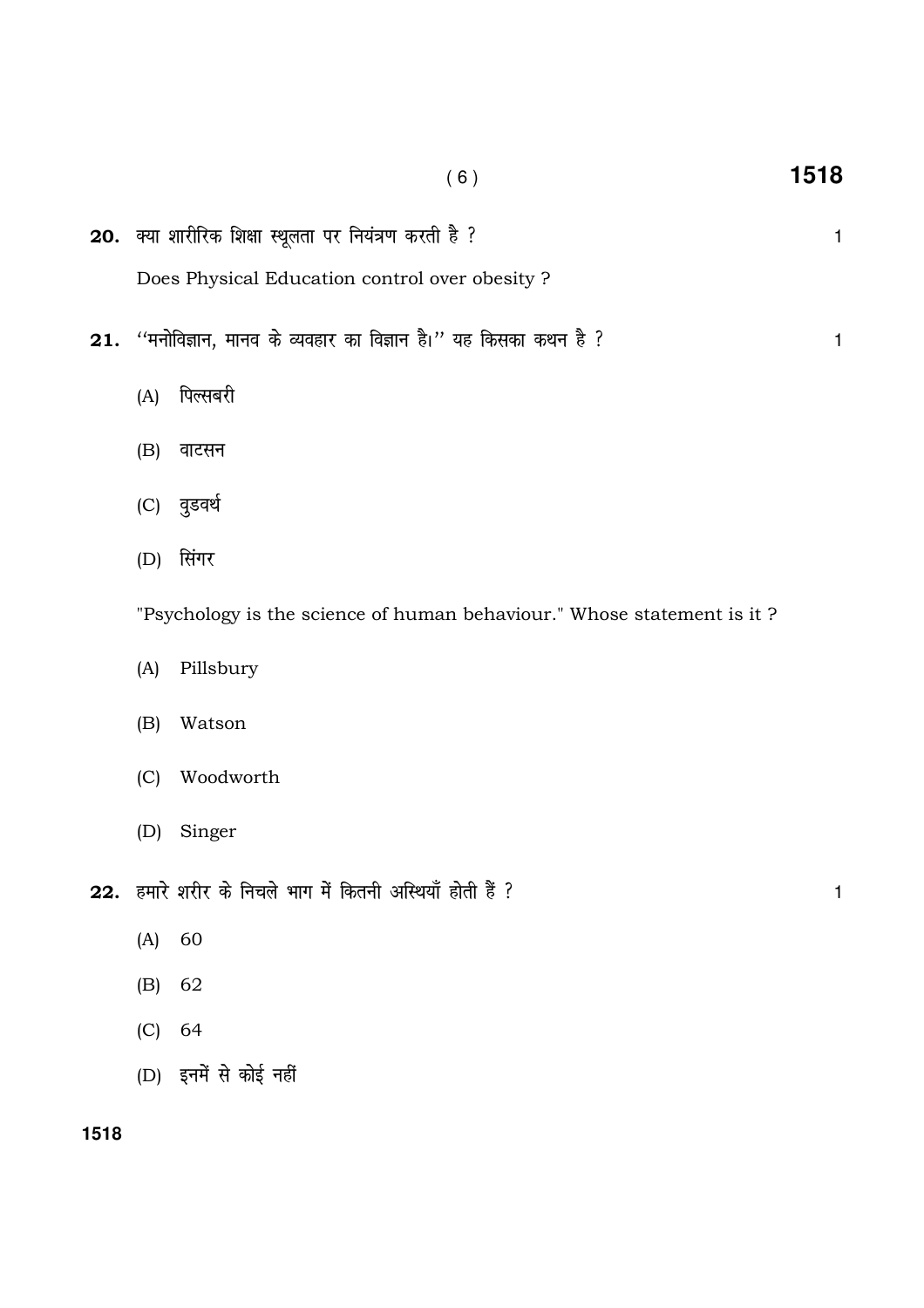**20.** क्या शारीरिक शिक्षा स्थूलता पर नियंत्रण करती है ? 1

Does Physical Education control over obesity ?

**21.** "मनोविज्ञान, मानव के व्यवहार का विज्ञान है।" यह किसका कथन है ? 1

(A) पिल्सबरी

(B) वाटसन

(C) वुडवर्थ

(D) सिंगर

"Psychology is the science of human behaviour." Whose statement is it ?

(A) Pillsbury

(B) Watson

(C) Woodworth

(D) Singer

**22.** हमारे शरीर के निचले भाग में कितनी अस्थियाँ होती हैं ? 1

(A) 60

(B) 62

(C) 64

(D) इनमें से कोई नहीं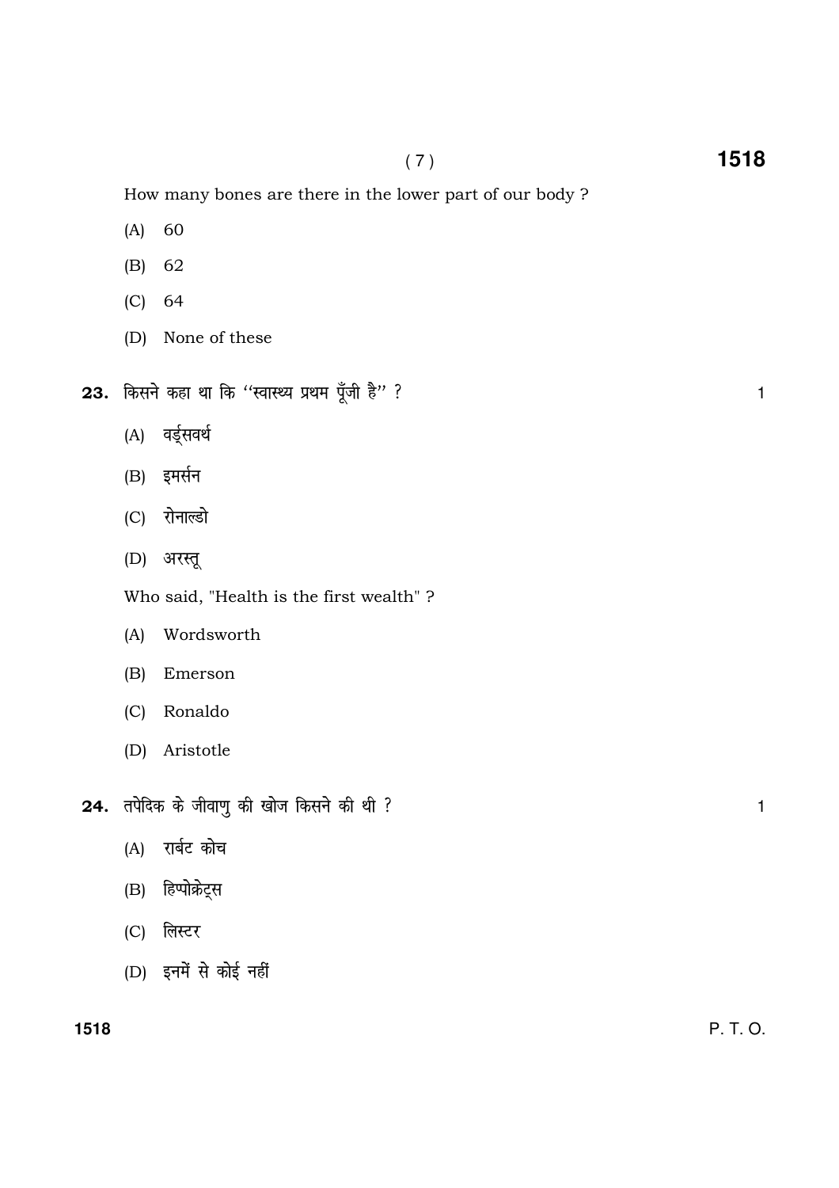How many bones are there in the lower part of our body ?

(A) 60

(B) 62

(C) 64

(D) None of these

**23.** किसने कहा था कि "स्वास्थ्य प्रथम पूँजी है" ? 1

(A) वर्ड्सवर्थ

(B) इमर्सन

(C) रोनाल्डो

(D) अरस्तू

Who said, "Health is the first wealth" ?

(A) Wordsworth

(B) Emerson

(C) Ronaldo

(D) Aristotle

**24.** तपेदिक के जीवाणु की खोज किसने की थी ? 1

(A) रार्बट कोच

(B) हिप्पोक्रेट्स

(C) लिस्टर

(D) इनमें से कोई नहीं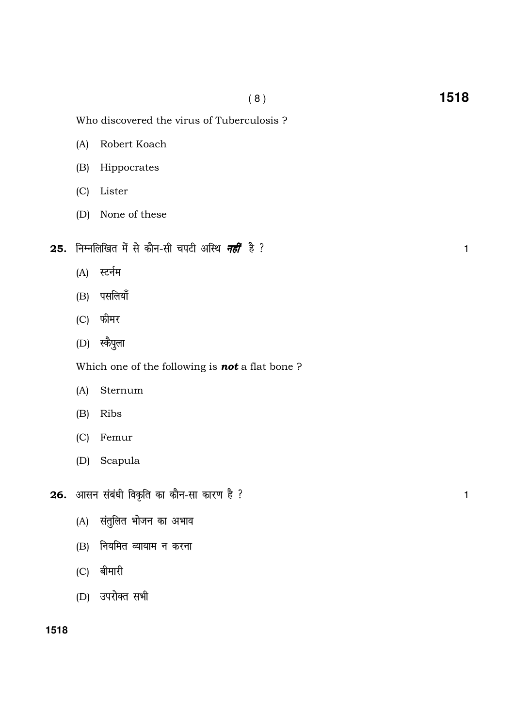Who discovered the virus of Tuberculosis ?

(A) Robert Koach

(B) Hippocrates

(C) Lister

(D) None of these

**25.** निम्नलिखित में से कौन-सी चपटी अस्थि ***नहीं*** है ? 1

(A) स्टर्नम

(B) पसलियाँ

(C) फीमर

(D) स्कैपुला

Which one of the following is ***not*** a flat bone ?

(A) Sternum

(B) Ribs

(C) Femur

(D) Scapula

**26.** आसन संबंधी विकृति का कौन-सा कारण है ? 1

(A) संतुलित भोजन का अभाव

(B) नियमित व्यायाम न करना

(C) बीमारी

(D) उपरोक्त सभी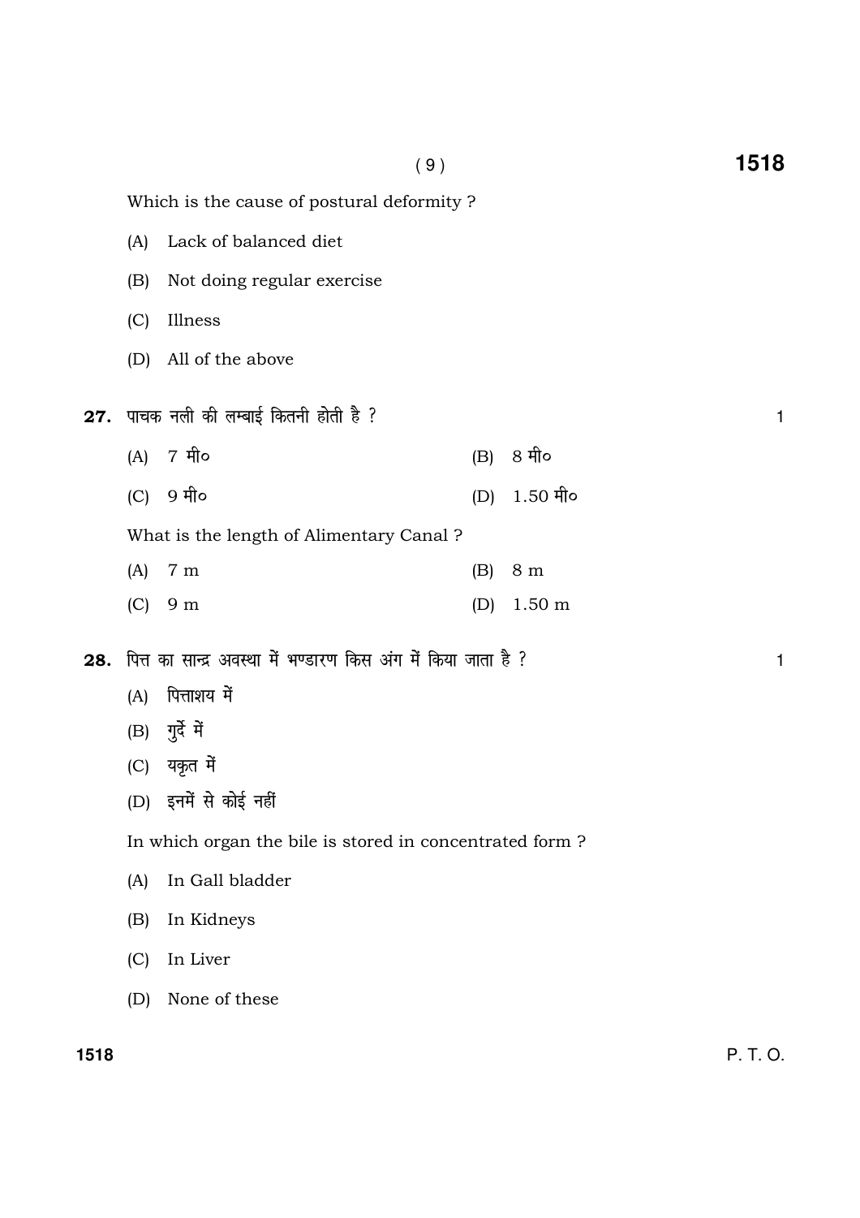Which is the cause of postural deformity ?

(A) Lack of balanced diet

(B) Not doing regular exercise

(C) Illness

(D) All of the above

**27.** पाचक नली की लम्बाई कितनी होती है ? 1

(A) 7 मी० (B) 8 मी०

(C) 9 मी० (D) 1.50 मी०

What is the length of Alimentary Canal ?

(A) 7 m (B) 8 m

(C) 9 m (D) 1.50 m

**28.** पित्त का सान्द्र अवस्था में भण्डारण किस अंग में किया जाता है ? 1

(A) पित्ताशय में

(B) गुर्दे में

(C) यकृत में

(D) इनमें से कोई नहीं

In which organ the bile is stored in concentrated form ?

(A) In Gall bladder

(B) In Kidneys

(C) In Liver

(D) None of these

P. T. O.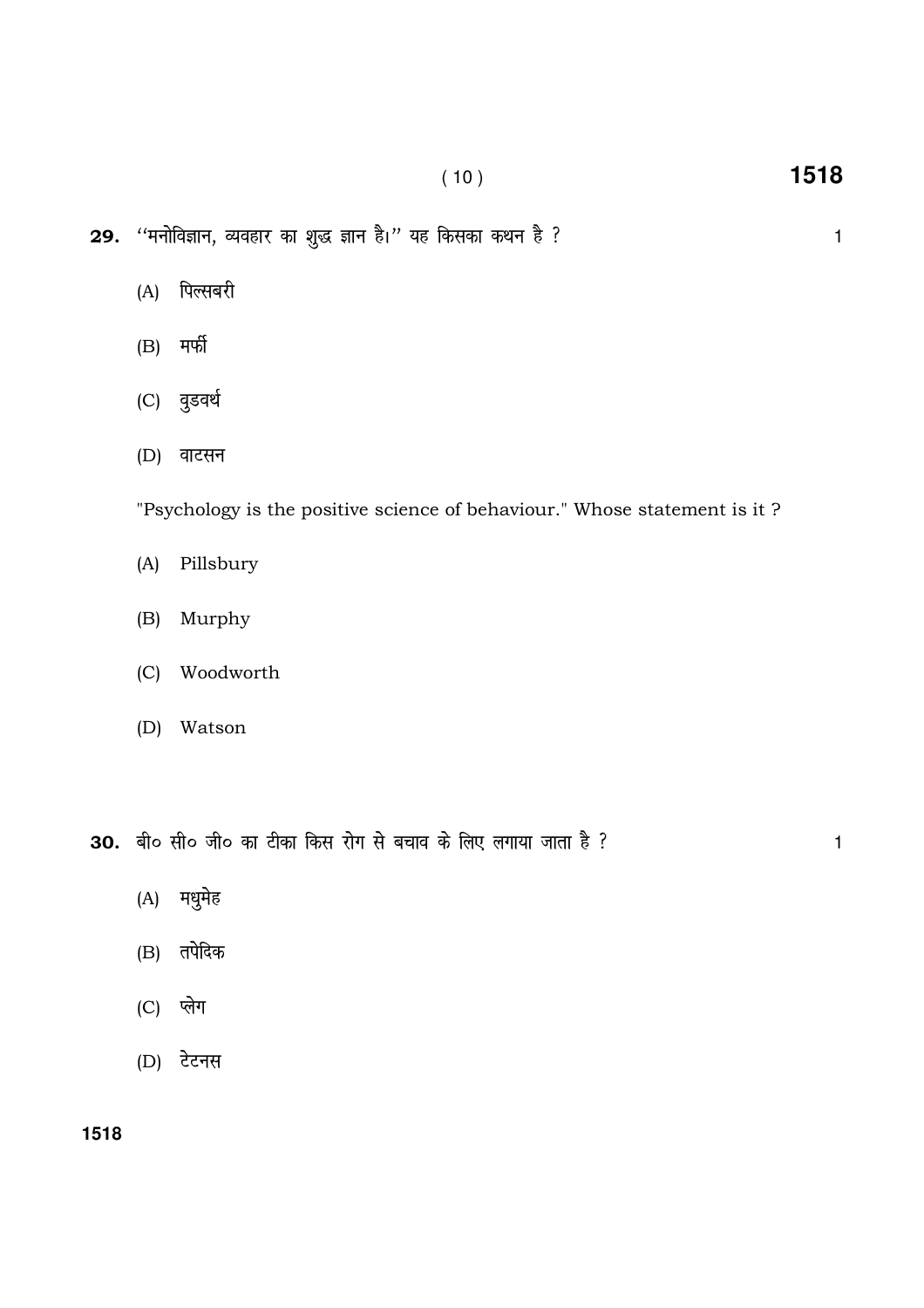**29.** "मनोविज्ञान, व्यवहार का शुद्ध ज्ञान है।" यह किसका कथन है ? 1

(A) पिल्सबरी

(B) मर्फी

(C) वुडवर्थ

(D) वाटसन

"Psychology is the positive science of behaviour." Whose statement is it ?

(A) Pillsbury

(B) Murphy

(C) Woodworth

(D) Watson

**30.** बी० सी० जी० का टीका किस रोग से बचाव के लिए लगाया जाता है ? 1

(A) मधुमेह

(B) तपेदिक

(C) प्लेग

(D) टेटनस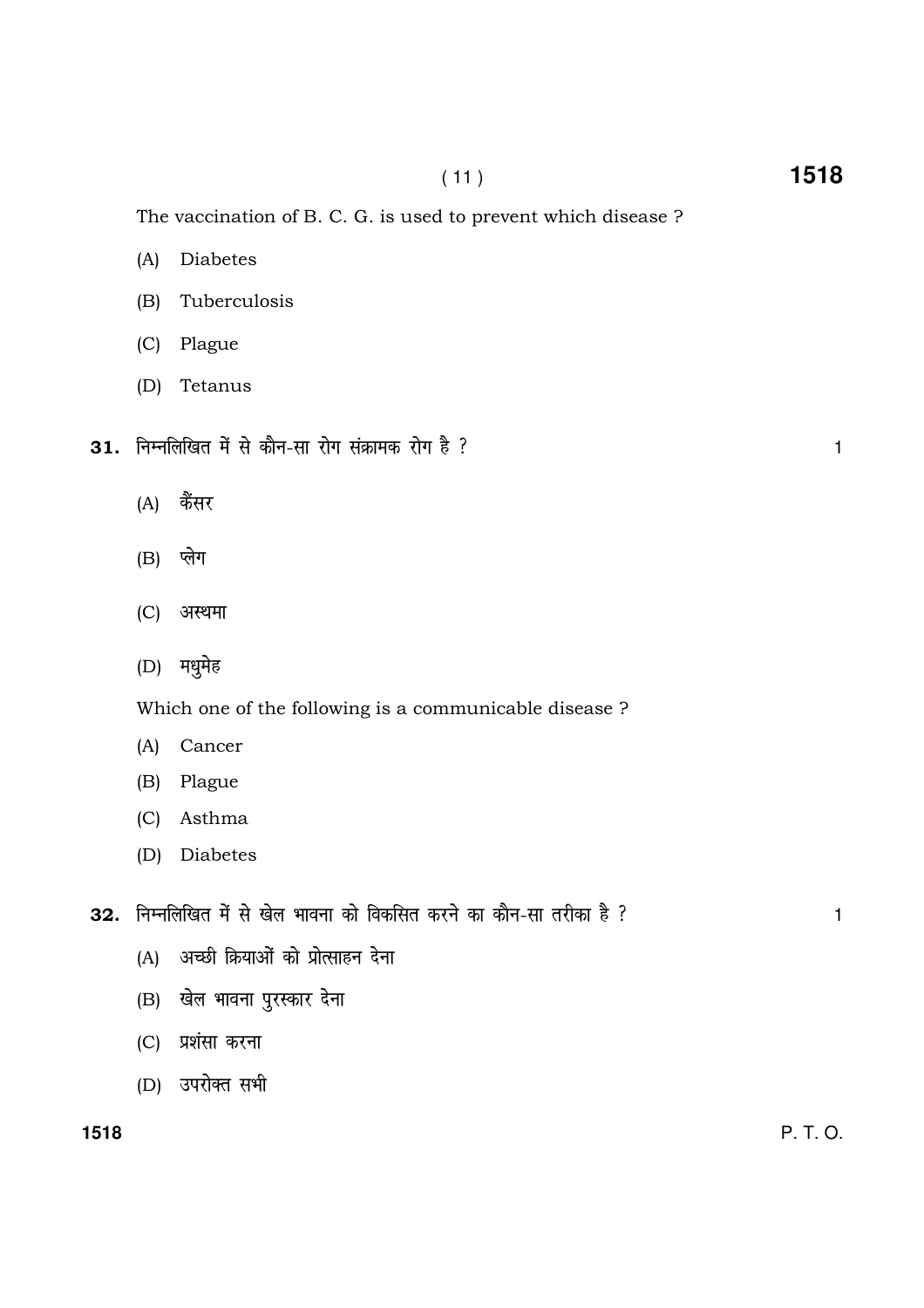The vaccination of B. C. G. is used to prevent which disease ?

(A) Diabetes

(B) Tuberculosis

(C) Plague

(D) Tetanus

**31.** निम्नलिखित में से कौन-सा रोग संक्रामक रोग है ? 1

(A) कैंसर

(B) प्लेग

(C) अस्थमा

(D) मधुमेह

Which one of the following is a communicable disease ?

(A) Cancer

(B) Plague

(C) Asthma

(D) Diabetes

**32.** निम्नलिखित में से खेल भावना को विकसित करने का कौन-सा तरीका है ? 1

(A) अच्छी क्रियाओं को प्रोत्साहन देना

(B) खेल भावना पुरस्कार देना

(C) प्रशंसा करना

(D) उपरोक्त सभी

P. T. O.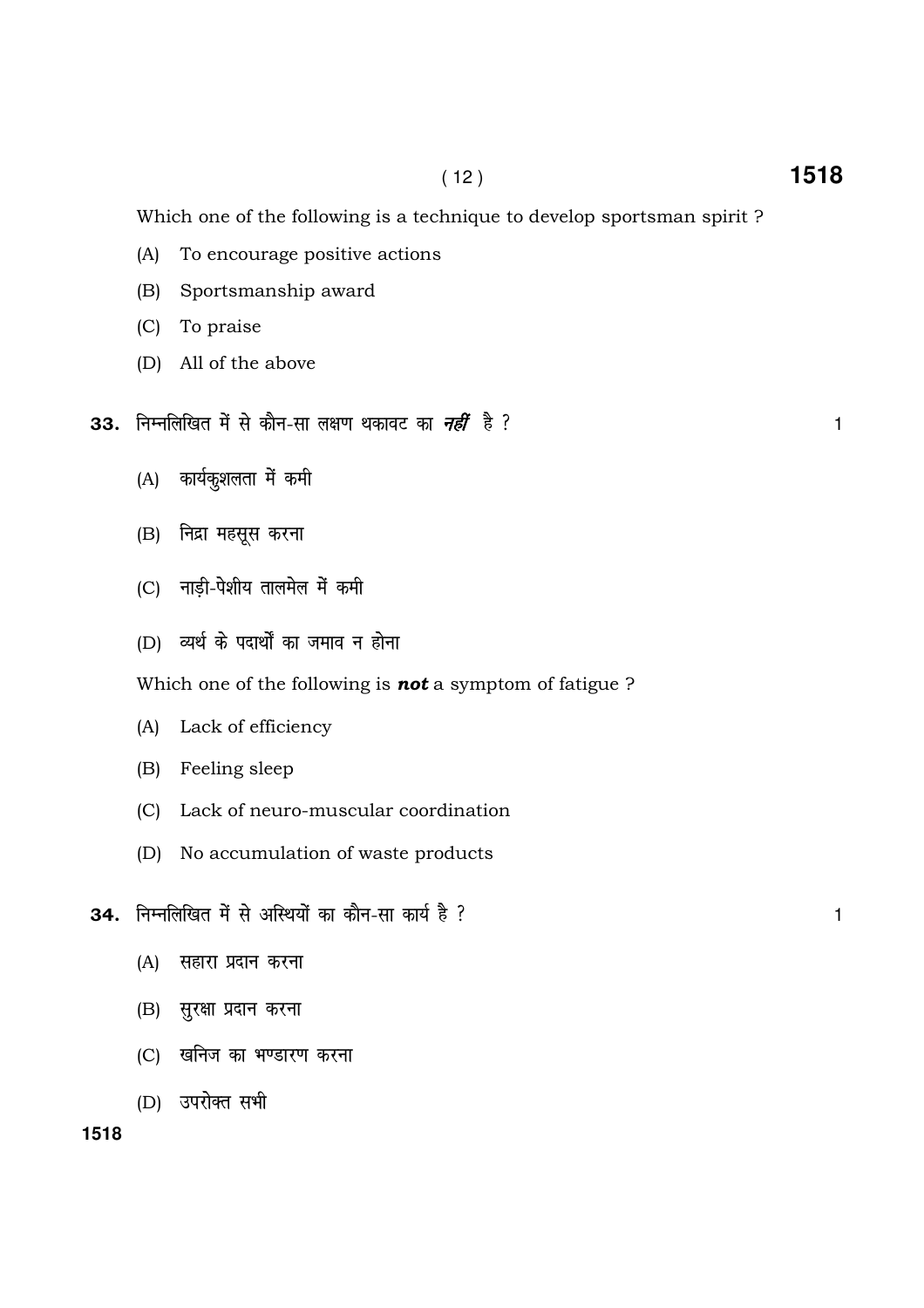Which one of the following is a technique to develop sportsman spirit ?

(A) To encourage positive actions

(B) Sportsmanship award

(C) To praise

(D) All of the above

**33.** निम्नलिखित में से कौन-सा लक्षण थकावट का ***नहीं*** है ? 1

(A) कार्यकुशलता में कमी

(B) निद्रा महसूस करना

(C) नाड़ी-पेशीय तालमेल में कमी

(D) व्यर्थ के पदार्थों का जमाव न होना

Which one of the following is ***not*** a symptom of fatigue ?

(A) Lack of efficiency

(B) Feeling sleep

(C) Lack of neuro-muscular coordination

(D) No accumulation of waste products

**34.** निम्नलिखित में से अस्थियों का कौन-सा कार्य है ? 1

(A) सहारा प्रदान करना

(B) सुरक्षा प्रदान करना

(C) खनिज का भण्डारण करना

(D) उपरोक्त सभी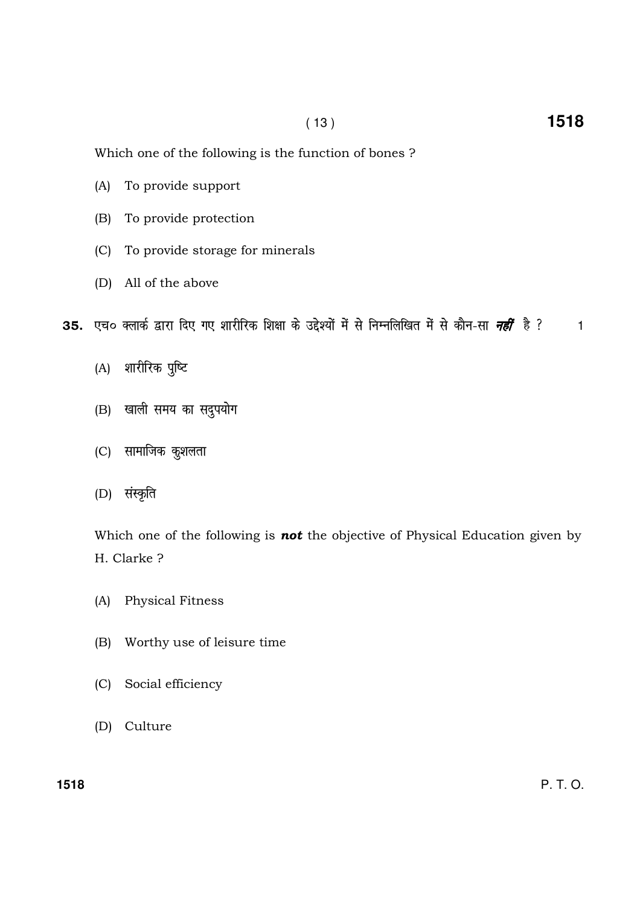Which one of the following is the function of bones ?

(A) To provide support

(B) To provide protection

(C) To provide storage for minerals

(D) All of the above

**35.** एच० क्लार्क द्वारा दिए गए शारीरिक शिक्षा के उद्देश्यों में से निम्नलिखित में से कौन-सा ***नहीं*** है ? 1

(A) शारीरिक पुष्टि

(B) खाली समय का सदुपयोग

(C) सामाजिक कुशलता

(D) संस्कृति

Which one of the following is ***not*** the objective of Physical Education given by H. Clarke ?

(A) Physical Fitness

(B) Worthy use of leisure time

(C) Social efficiency

(D) Culture

P. T. O.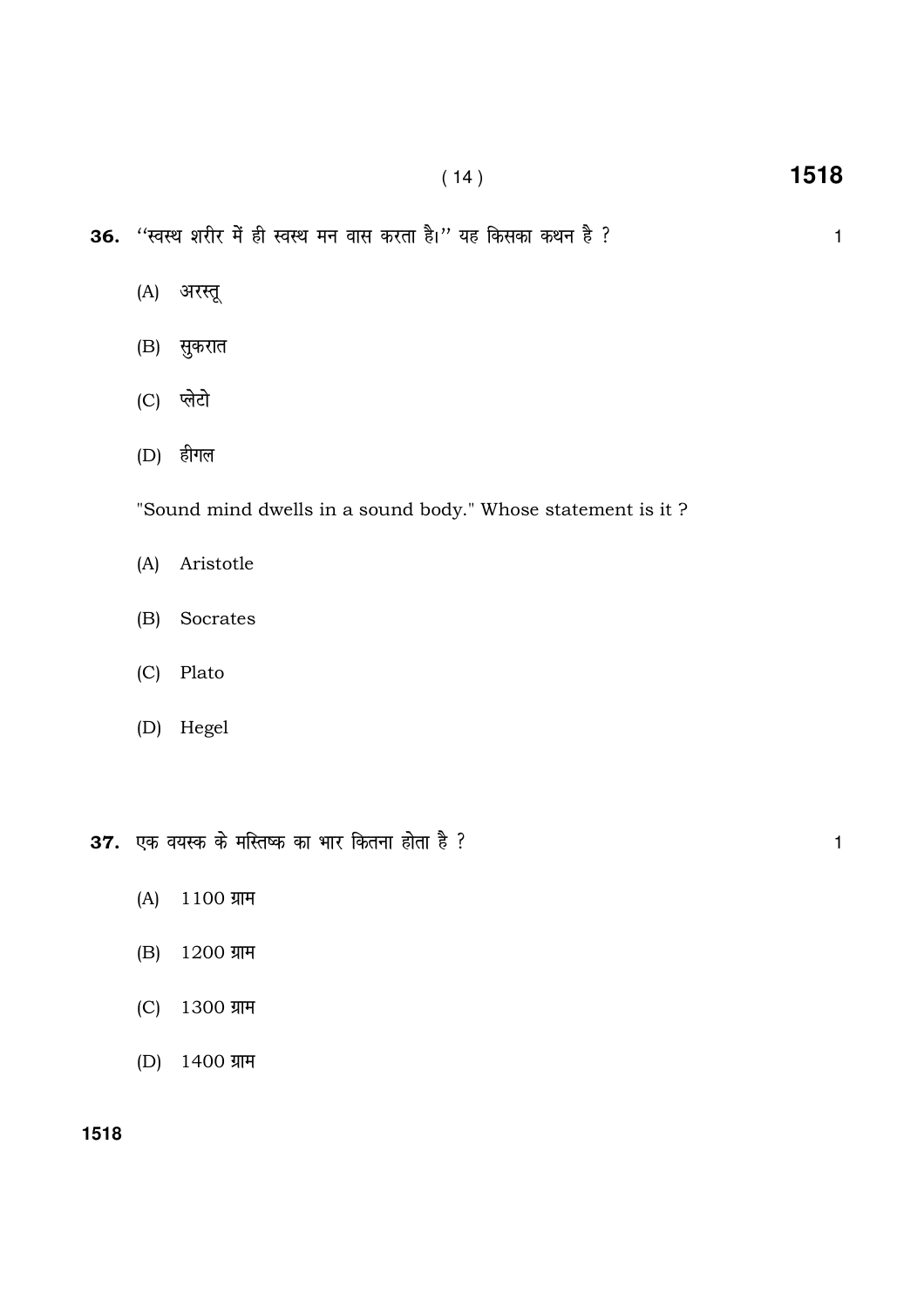**36.** ''स्वस्थ शरीर में ही स्वस्थ मन वास करता है।'' यह किसका कथन है ? 1

(A) अरस्तू

(B) सुकरात

(C) प्लेटो

(D) हीगल

"Sound mind dwells in a sound body." Whose statement is it ?

(A) Aristotle

(B) Socrates

(C) Plato

(D) Hegel

**37.** एक वयस्क के मस्तिष्क का भार कितना होता है ? 1

(A) 1100 ग्राम

(B) 1200 ग्राम

(C) 1300 ग्राम

(D) 1400 ग्राम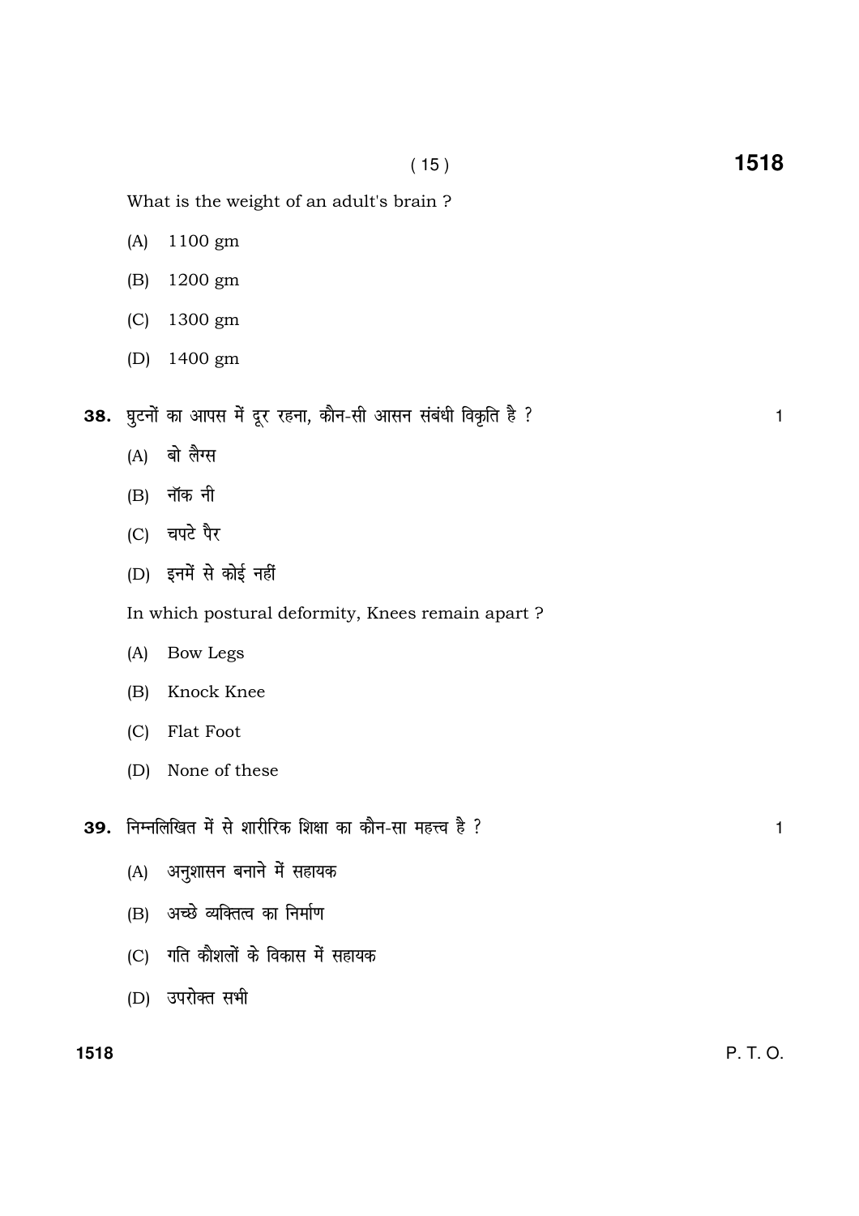What is the weight of an adult's brain ?

(A) 1100 gm

(B) 1200 gm

(C) 1300 gm

(D) 1400 gm

**38.** घुटनों का आपस में दूर रहना, कौन-सी आसन संबंधी विकृति है ? 1

(A) बो लैग्स

(B) नॉक नी

(C) चपटे पैर

(D) इनमें से कोई नहीं

In which postural deformity, Knees remain apart ?

(A) Bow Legs

(B) Knock Knee

(C) Flat Foot

(D) None of these

**39.** निम्नलिखित में से शारीरिक शिक्षा का कौन-सा महत्त्व है ? 1

(A) अनुशासन बनाने में सहायक

(B) अच्छे व्यक्तित्व का निर्माण

(C) गति कौशलों के विकास में सहायक

(D) उपरोक्त सभी

P. T. O.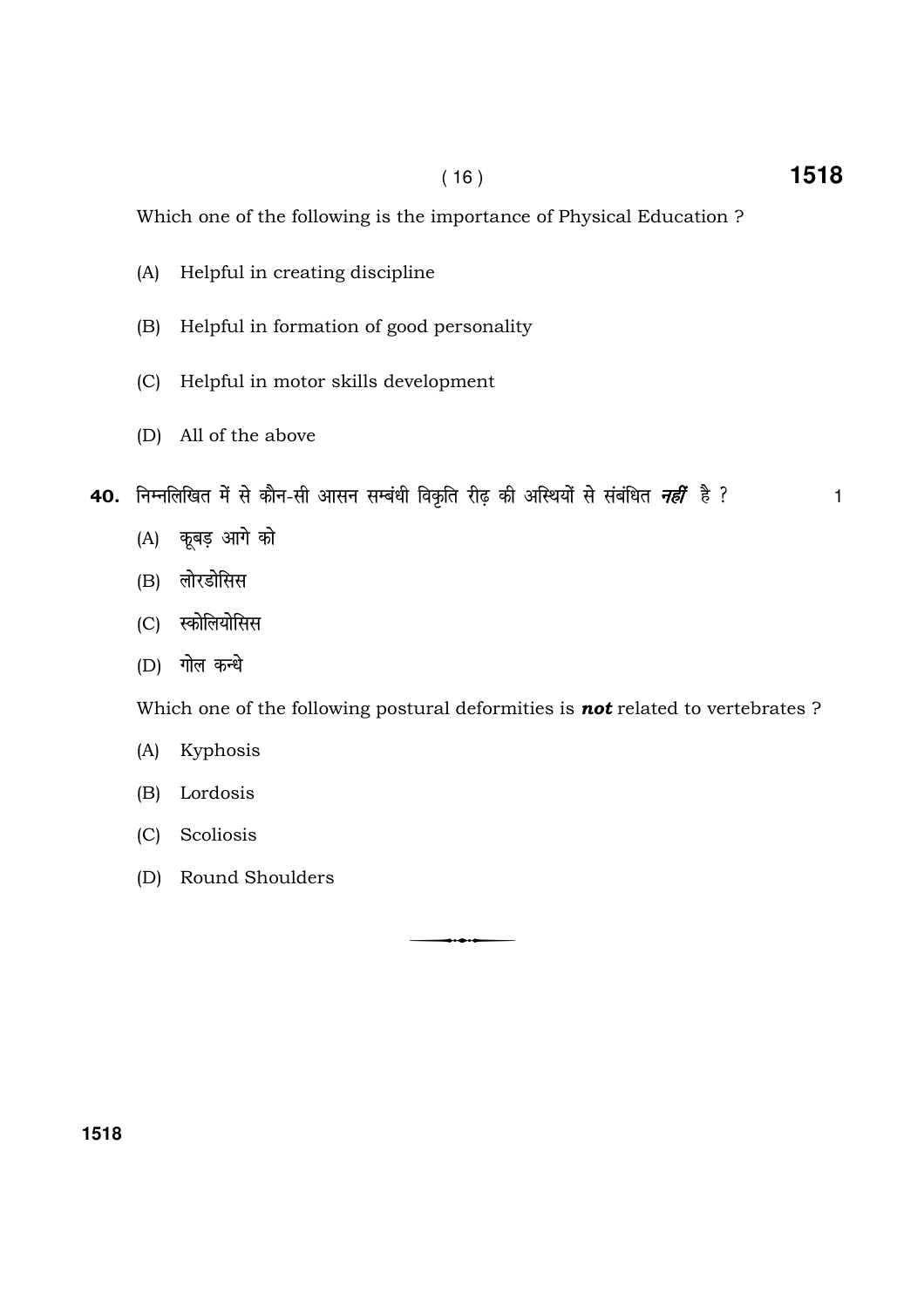Which one of the following is the importance of Physical Education ?

(A) Helpful in creating discipline

(B) Helpful in formation of good personality

(C) Helpful in motor skills development

(D) All of the above

**40.** निम्नलिखित में से कौन-सी आसन सम्बंधी विकृति रीढ़ की अस्थियों से संबंधित ***नहीं*** है ? 1

(A) कूबड़ आगे को

(B) लोरडोसिस

(C) स्कोलियोसिस

(D) गोल कन्धे

Which one of the following postural deformities is ***not*** related to vertebrates ?

(A) Kyphosis

(B) Lordosis

(C) Scoliosis

(D) Round Shoulders